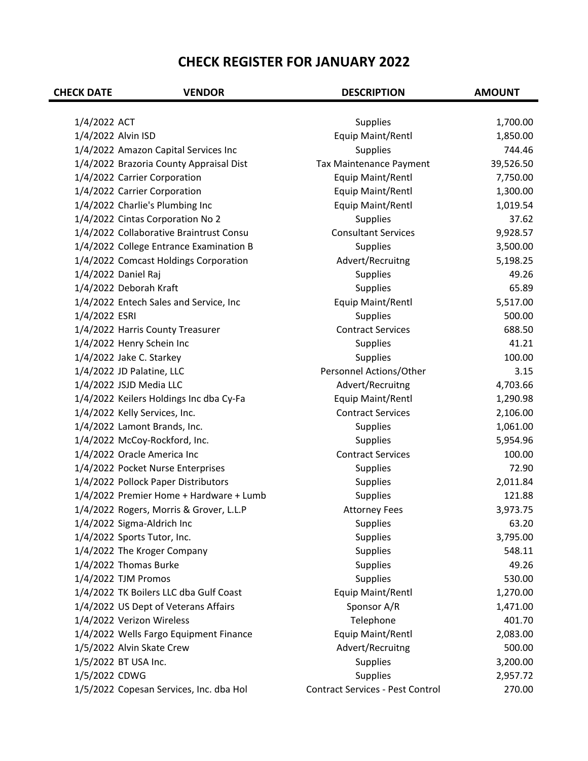# CHECK REGISTER FOR JANUARY 2022

| CHECK DATE | VENDOR | DESCRIPTION | AMOUNT |
|---|---|---|---|
| 1/4/2022 | ACT | Supplies | 1,700.00 |
| 1/4/2022 | Alvin ISD | Equip Maint/Rentl | 1,850.00 |
| 1/4/2022 | Amazon Capital Services Inc | Supplies | 744.46 |
| 1/4/2022 | Brazoria County Appraisal Dist | Tax Maintenance Payment | 39,526.50 |
| 1/4/2022 | Carrier Corporation | Equip Maint/Rentl | 7,750.00 |
| 1/4/2022 | Carrier Corporation | Equip Maint/Rentl | 1,300.00 |
| 1/4/2022 | Charlie's Plumbing Inc | Equip Maint/Rentl | 1,019.54 |
| 1/4/2022 | Cintas Corporation No 2 | Supplies | 37.62 |
| 1/4/2022 | Collaborative Braintrust Consu | Consultant Services | 9,928.57 |
| 1/4/2022 | College Entrance Examination B | Supplies | 3,500.00 |
| 1/4/2022 | Comcast Holdings Corporation | Advert/Recruitng | 5,198.25 |
| 1/4/2022 | Daniel Raj | Supplies | 49.26 |
| 1/4/2022 | Deborah Kraft | Supplies | 65.89 |
| 1/4/2022 | Entech Sales and Service, Inc | Equip Maint/Rentl | 5,517.00 |
| 1/4/2022 | ESRI | Supplies | 500.00 |
| 1/4/2022 | Harris County Treasurer | Contract Services | 688.50 |
| 1/4/2022 | Henry Schein Inc | Supplies | 41.21 |
| 1/4/2022 | Jake C. Starkey | Supplies | 100.00 |
| 1/4/2022 | JD Palatine, LLC | Personnel Actions/Other | 3.15 |
| 1/4/2022 | JSJD Media LLC | Advert/Recruitng | 4,703.66 |
| 1/4/2022 | Keilers Holdings Inc dba Cy-Fa | Equip Maint/Rentl | 1,290.98 |
| 1/4/2022 | Kelly Services, Inc. | Contract Services | 2,106.00 |
| 1/4/2022 | Lamont Brands, Inc. | Supplies | 1,061.00 |
| 1/4/2022 | McCoy-Rockford, Inc. | Supplies | 5,954.96 |
| 1/4/2022 | Oracle America Inc | Contract Services | 100.00 |
| 1/4/2022 | Pocket Nurse Enterprises | Supplies | 72.90 |
| 1/4/2022 | Pollock Paper Distributors | Supplies | 2,011.84 |
| 1/4/2022 | Premier Home + Hardware + Lumb | Supplies | 121.88 |
| 1/4/2022 | Rogers, Morris & Grover, L.L.P | Attorney Fees | 3,973.75 |
| 1/4/2022 | Sigma-Aldrich Inc | Supplies | 63.20 |
| 1/4/2022 | Sports Tutor, Inc. | Supplies | 3,795.00 |
| 1/4/2022 | The Kroger Company | Supplies | 548.11 |
| 1/4/2022 | Thomas Burke | Supplies | 49.26 |
| 1/4/2022 | TJM Promos | Supplies | 530.00 |
| 1/4/2022 | TK Boilers LLC dba Gulf Coast | Equip Maint/Rentl | 1,270.00 |
| 1/4/2022 | US Dept of Veterans Affairs | Sponsor A/R | 1,471.00 |
| 1/4/2022 | Verizon Wireless | Telephone | 401.70 |
| 1/4/2022 | Wells Fargo Equipment Finance | Equip Maint/Rentl | 2,083.00 |
| 1/5/2022 | Alvin Skate Crew | Advert/Recruitng | 500.00 |
| 1/5/2022 | BT USA Inc. | Supplies | 3,200.00 |
| 1/5/2022 | CDWG | Supplies | 2,957.72 |
| 1/5/2022 | Copesan Services, Inc. dba Hol | Contract Services - Pest Control | 270.00 |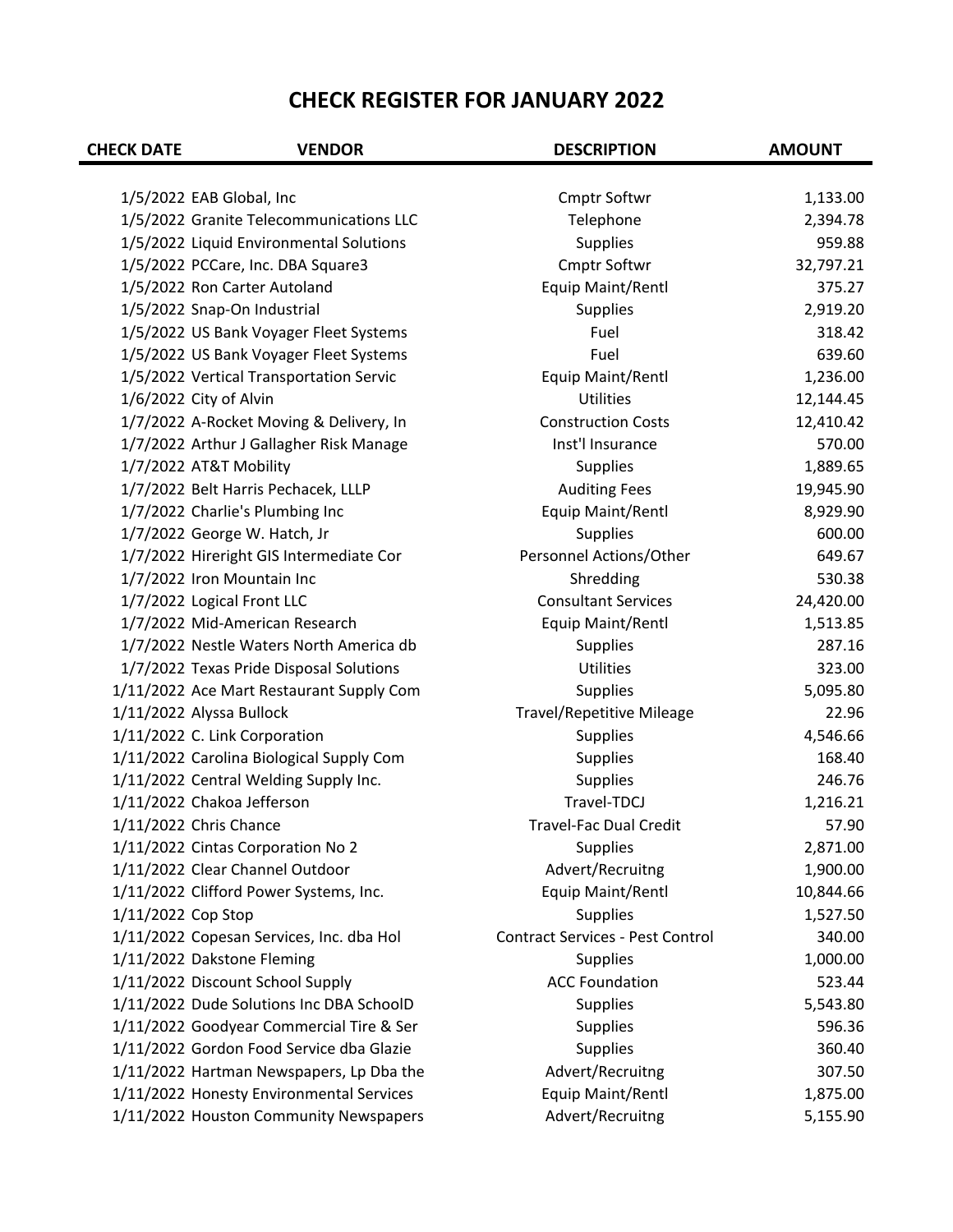# CHECK REGISTER FOR JANUARY 2022

| CHECK DATE | VENDOR | DESCRIPTION | AMOUNT |
|---|---|---|---|
| 1/5/2022 | EAB Global, Inc | Cmptr Softwr | 1,133.00 |
| 1/5/2022 | Granite Telecommunications LLC | Telephone | 2,394.78 |
| 1/5/2022 | Liquid Environmental Solutions | Supplies | 959.88 |
| 1/5/2022 | PCCare, Inc. DBA Square3 | Cmptr Softwr | 32,797.21 |
| 1/5/2022 | Ron Carter Autoland | Equip Maint/Rentl | 375.27 |
| 1/5/2022 | Snap-On Industrial | Supplies | 2,919.20 |
| 1/5/2022 | US Bank Voyager Fleet Systems | Fuel | 318.42 |
| 1/5/2022 | US Bank Voyager Fleet Systems | Fuel | 639.60 |
| 1/5/2022 | Vertical Transportation Servic | Equip Maint/Rentl | 1,236.00 |
| 1/6/2022 | City of Alvin | Utilities | 12,144.45 |
| 1/7/2022 | A-Rocket Moving & Delivery, In | Construction Costs | 12,410.42 |
| 1/7/2022 | Arthur J Gallagher Risk Manage | Inst'l Insurance | 570.00 |
| 1/7/2022 | AT&T Mobility | Supplies | 1,889.65 |
| 1/7/2022 | Belt Harris Pechacek, LLLP | Auditing Fees | 19,945.90 |
| 1/7/2022 | Charlie's Plumbing Inc | Equip Maint/Rentl | 8,929.90 |
| 1/7/2022 | George W. Hatch, Jr | Supplies | 600.00 |
| 1/7/2022 | Hireright GIS Intermediate Cor | Personnel Actions/Other | 649.67 |
| 1/7/2022 | Iron Mountain Inc | Shredding | 530.38 |
| 1/7/2022 | Logical Front LLC | Consultant Services | 24,420.00 |
| 1/7/2022 | Mid-American Research | Equip Maint/Rentl | 1,513.85 |
| 1/7/2022 | Nestle Waters North America db | Supplies | 287.16 |
| 1/7/2022 | Texas Pride Disposal Solutions | Utilities | 323.00 |
| 1/11/2022 | Ace Mart Restaurant Supply Com | Supplies | 5,095.80 |
| 1/11/2022 | Alyssa Bullock | Travel/Repetitive Mileage | 22.96 |
| 1/11/2022 | C. Link Corporation | Supplies | 4,546.66 |
| 1/11/2022 | Carolina Biological Supply Com | Supplies | 168.40 |
| 1/11/2022 | Central Welding Supply Inc. | Supplies | 246.76 |
| 1/11/2022 | Chakoa Jefferson | Travel-TDCJ | 1,216.21 |
| 1/11/2022 | Chris Chance | Travel-Fac Dual Credit | 57.90 |
| 1/11/2022 | Cintas Corporation No 2 | Supplies | 2,871.00 |
| 1/11/2022 | Clear Channel Outdoor | Advert/Recruitng | 1,900.00 |
| 1/11/2022 | Clifford Power Systems, Inc. | Equip Maint/Rentl | 10,844.66 |
| 1/11/2022 | Cop Stop | Supplies | 1,527.50 |
| 1/11/2022 | Copesan Services, Inc. dba Hol | Contract Services - Pest Control | 340.00 |
| 1/11/2022 | Dakstone Fleming | Supplies | 1,000.00 |
| 1/11/2022 | Discount School Supply | ACC Foundation | 523.44 |
| 1/11/2022 | Dude Solutions Inc DBA SchoolD | Supplies | 5,543.80 |
| 1/11/2022 | Goodyear Commercial Tire & Ser | Supplies | 596.36 |
| 1/11/2022 | Gordon Food Service dba Glazie | Supplies | 360.40 |
| 1/11/2022 | Hartman Newspapers, Lp Dba the | Advert/Recruitng | 307.50 |
| 1/11/2022 | Honesty Environmental Services | Equip Maint/Rentl | 1,875.00 |
| 1/11/2022 | Houston Community Newspapers | Advert/Recruitng | 5,155.90 |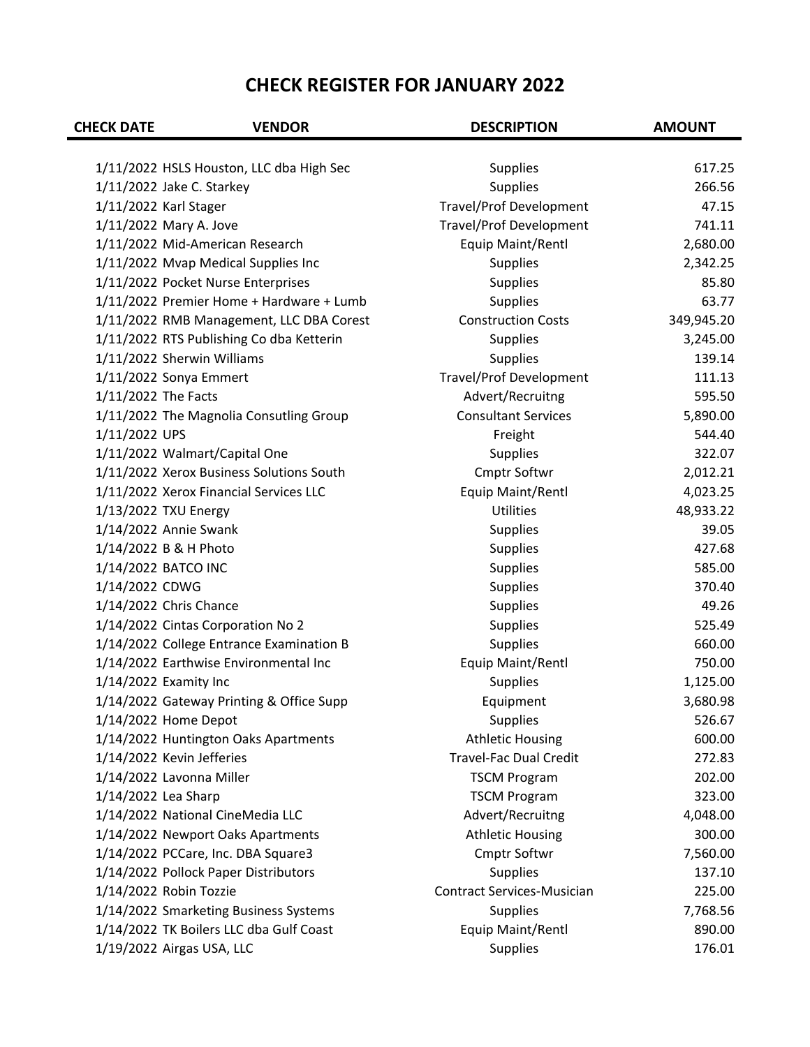# CHECK REGISTER FOR JANUARY 2022

| CHECK DATE | VENDOR | DESCRIPTION | AMOUNT |
|---|---|---|---|
| 1/11/2022 | HSLS Houston, LLC dba High Sec | Supplies | 617.25 |
| 1/11/2022 | Jake C. Starkey | Supplies | 266.56 |
| 1/11/2022 | Karl Stager | Travel/Prof Development | 47.15 |
| 1/11/2022 | Mary A. Jove | Travel/Prof Development | 741.11 |
| 1/11/2022 | Mid-American Research | Equip Maint/Rentl | 2,680.00 |
| 1/11/2022 | Mvap Medical Supplies Inc | Supplies | 2,342.25 |
| 1/11/2022 | Pocket Nurse Enterprises | Supplies | 85.80 |
| 1/11/2022 | Premier Home + Hardware + Lumb | Supplies | 63.77 |
| 1/11/2022 | RMB Management, LLC DBA Corest | Construction Costs | 349,945.20 |
| 1/11/2022 | RTS Publishing Co dba Ketterin | Supplies | 3,245.00 |
| 1/11/2022 | Sherwin Williams | Supplies | 139.14 |
| 1/11/2022 | Sonya Emmert | Travel/Prof Development | 111.13 |
| 1/11/2022 | The Facts | Advert/Recruitng | 595.50 |
| 1/11/2022 | The Magnolia Consutling Group | Consultant Services | 5,890.00 |
| 1/11/2022 | UPS | Freight | 544.40 |
| 1/11/2022 | Walmart/Capital One | Supplies | 322.07 |
| 1/11/2022 | Xerox Business Solutions South | Cmptr Softwr | 2,012.21 |
| 1/11/2022 | Xerox Financial Services LLC | Equip Maint/Rentl | 4,023.25 |
| 1/13/2022 | TXU Energy | Utilities | 48,933.22 |
| 1/14/2022 | Annie Swank | Supplies | 39.05 |
| 1/14/2022 | B & H Photo | Supplies | 427.68 |
| 1/14/2022 | BATCO INC | Supplies | 585.00 |
| 1/14/2022 | CDWG | Supplies | 370.40 |
| 1/14/2022 | Chris Chance | Supplies | 49.26 |
| 1/14/2022 | Cintas Corporation No 2 | Supplies | 525.49 |
| 1/14/2022 | College Entrance Examination B | Supplies | 660.00 |
| 1/14/2022 | Earthwise Environmental Inc | Equip Maint/Rentl | 750.00 |
| 1/14/2022 | Examity Inc | Supplies | 1,125.00 |
| 1/14/2022 | Gateway Printing & Office Supp | Equipment | 3,680.98 |
| 1/14/2022 | Home Depot | Supplies | 526.67 |
| 1/14/2022 | Huntington Oaks Apartments | Athletic Housing | 600.00 |
| 1/14/2022 | Kevin Jefferies | Travel-Fac Dual Credit | 272.83 |
| 1/14/2022 | Lavonna Miller | TSCM Program | 202.00 |
| 1/14/2022 | Lea Sharp | TSCM Program | 323.00 |
| 1/14/2022 | National CineMedia LLC | Advert/Recruitng | 4,048.00 |
| 1/14/2022 | Newport Oaks Apartments | Athletic Housing | 300.00 |
| 1/14/2022 | PCCare, Inc. DBA Square3 | Cmptr Softwr | 7,560.00 |
| 1/14/2022 | Pollock Paper Distributors | Supplies | 137.10 |
| 1/14/2022 | Robin Tozzie | Contract Services-Musician | 225.00 |
| 1/14/2022 | Smarketing Business Systems | Supplies | 7,768.56 |
| 1/14/2022 | TK Boilers LLC dba Gulf Coast | Equip Maint/Rentl | 890.00 |
| 1/19/2022 | Airgas USA, LLC | Supplies | 176.01 |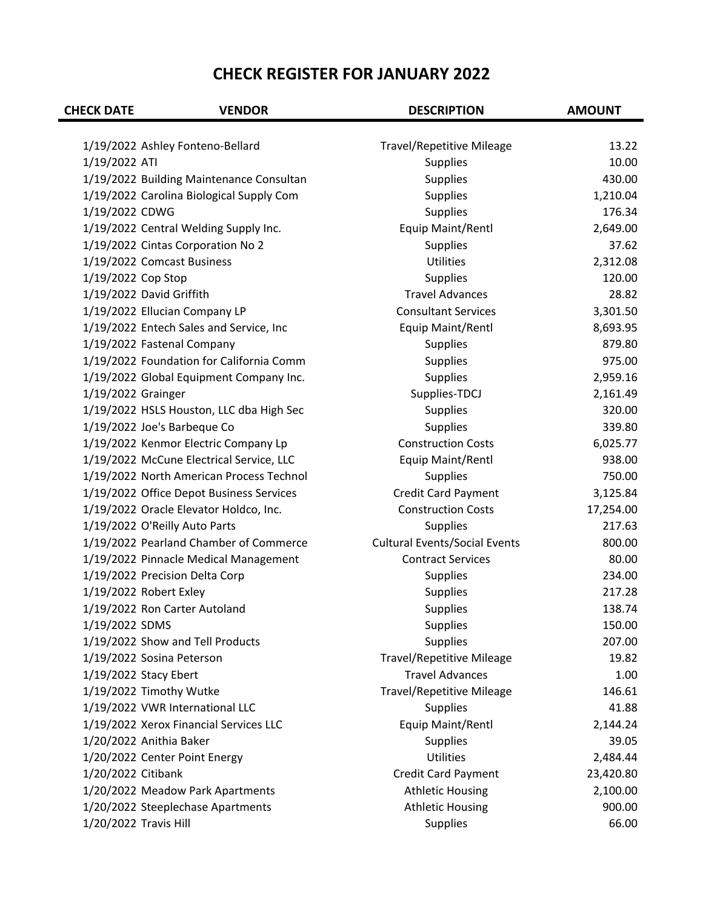# CHECK REGISTER FOR JANUARY 2022

| CHECK DATE | VENDOR | DESCRIPTION | AMOUNT |
|---|---|---|---|
| 1/19/2022 | Ashley Fonteno-Bellard | Travel/Repetitive Mileage | 13.22 |
| 1/19/2022 | ATI | Supplies | 10.00 |
| 1/19/2022 | Building Maintenance Consultan | Supplies | 430.00 |
| 1/19/2022 | Carolina Biological Supply Com | Supplies | 1,210.04 |
| 1/19/2022 | CDWG | Supplies | 176.34 |
| 1/19/2022 | Central Welding Supply Inc. | Equip Maint/Rentl | 2,649.00 |
| 1/19/2022 | Cintas Corporation No 2 | Supplies | 37.62 |
| 1/19/2022 | Comcast Business | Utilities | 2,312.08 |
| 1/19/2022 | Cop Stop | Supplies | 120.00 |
| 1/19/2022 | David Griffith | Travel Advances | 28.82 |
| 1/19/2022 | Ellucian Company LP | Consultant Services | 3,301.50 |
| 1/19/2022 | Entech Sales and Service, Inc | Equip Maint/Rentl | 8,693.95 |
| 1/19/2022 | Fastenal Company | Supplies | 879.80 |
| 1/19/2022 | Foundation for California Comm | Supplies | 975.00 |
| 1/19/2022 | Global Equipment Company Inc. | Supplies | 2,959.16 |
| 1/19/2022 | Grainger | Supplies-TDCJ | 2,161.49 |
| 1/19/2022 | HSLS Houston, LLC dba High Sec | Supplies | 320.00 |
| 1/19/2022 | Joe's Barbeque Co | Supplies | 339.80 |
| 1/19/2022 | Kenmor Electric Company Lp | Construction Costs | 6,025.77 |
| 1/19/2022 | McCune Electrical Service, LLC | Equip Maint/Rentl | 938.00 |
| 1/19/2022 | North American Process Technol | Supplies | 750.00 |
| 1/19/2022 | Office Depot Business Services | Credit Card Payment | 3,125.84 |
| 1/19/2022 | Oracle Elevator Holdco, Inc. | Construction Costs | 17,254.00 |
| 1/19/2022 | O'Reilly Auto Parts | Supplies | 217.63 |
| 1/19/2022 | Pearland Chamber of Commerce | Cultural Events/Social Events | 800.00 |
| 1/19/2022 | Pinnacle Medical Management | Contract Services | 80.00 |
| 1/19/2022 | Precision Delta Corp | Supplies | 234.00 |
| 1/19/2022 | Robert Exley | Supplies | 217.28 |
| 1/19/2022 | Ron Carter Autoland | Supplies | 138.74 |
| 1/19/2022 | SDMS | Supplies | 150.00 |
| 1/19/2022 | Show and Tell Products | Supplies | 207.00 |
| 1/19/2022 | Sosina Peterson | Travel/Repetitive Mileage | 19.82 |
| 1/19/2022 | Stacy Ebert | Travel Advances | 1.00 |
| 1/19/2022 | Timothy Wutke | Travel/Repetitive Mileage | 146.61 |
| 1/19/2022 | VWR International LLC | Supplies | 41.88 |
| 1/19/2022 | Xerox Financial Services LLC | Equip Maint/Rentl | 2,144.24 |
| 1/20/2022 | Anithia Baker | Supplies | 39.05 |
| 1/20/2022 | Center Point Energy | Utilities | 2,484.44 |
| 1/20/2022 | Citibank | Credit Card Payment | 23,420.80 |
| 1/20/2022 | Meadow Park Apartments | Athletic Housing | 2,100.00 |
| 1/20/2022 | Steeplechase Apartments | Athletic Housing | 900.00 |
| 1/20/2022 | Travis Hill | Supplies | 66.00 |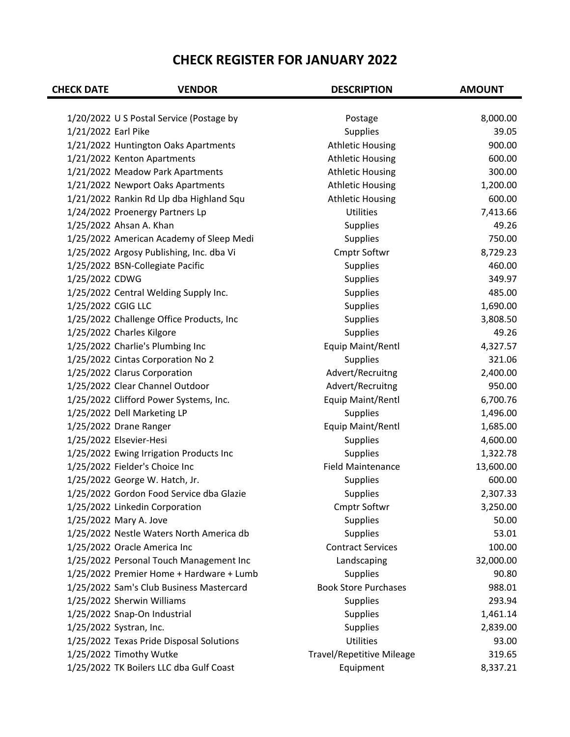# CHECK REGISTER FOR JANUARY 2022

| CHECK DATE | VENDOR | DESCRIPTION | AMOUNT |
|---|---|---|---|
| 1/20/2022 | U S Postal Service (Postage by | Postage | 8,000.00 |
| 1/21/2022 | Earl Pike | Supplies | 39.05 |
| 1/21/2022 | Huntington Oaks Apartments | Athletic Housing | 900.00 |
| 1/21/2022 | Kenton Apartments | Athletic Housing | 600.00 |
| 1/21/2022 | Meadow Park Apartments | Athletic Housing | 300.00 |
| 1/21/2022 | Newport Oaks Apartments | Athletic Housing | 1,200.00 |
| 1/21/2022 | Rankin Rd Llp dba Highland Squ | Athletic Housing | 600.00 |
| 1/24/2022 | Proenergy Partners Lp | Utilities | 7,413.66 |
| 1/25/2022 | Ahsan A. Khan | Supplies | 49.26 |
| 1/25/2022 | American Academy of Sleep Medi | Supplies | 750.00 |
| 1/25/2022 | Argosy Publishing, Inc. dba Vi | Cmptr Softwr | 8,729.23 |
| 1/25/2022 | BSN-Collegiate Pacific | Supplies | 460.00 |
| 1/25/2022 | CDWG | Supplies | 349.97 |
| 1/25/2022 | Central Welding Supply Inc. | Supplies | 485.00 |
| 1/25/2022 | CGIG LLC | Supplies | 1,690.00 |
| 1/25/2022 | Challenge Office Products, Inc | Supplies | 3,808.50 |
| 1/25/2022 | Charles Kilgore | Supplies | 49.26 |
| 1/25/2022 | Charlie's Plumbing Inc | Equip Maint/Rentl | 4,327.57 |
| 1/25/2022 | Cintas Corporation No 2 | Supplies | 321.06 |
| 1/25/2022 | Clarus Corporation | Advert/Recruitng | 2,400.00 |
| 1/25/2022 | Clear Channel Outdoor | Advert/Recruitng | 950.00 |
| 1/25/2022 | Clifford Power Systems, Inc. | Equip Maint/Rentl | 6,700.76 |
| 1/25/2022 | Dell Marketing LP | Supplies | 1,496.00 |
| 1/25/2022 | Drane Ranger | Equip Maint/Rentl | 1,685.00 |
| 1/25/2022 | Elsevier-Hesi | Supplies | 4,600.00 |
| 1/25/2022 | Ewing Irrigation Products Inc | Supplies | 1,322.78 |
| 1/25/2022 | Fielder's Choice Inc | Field Maintenance | 13,600.00 |
| 1/25/2022 | George W. Hatch, Jr. | Supplies | 600.00 |
| 1/25/2022 | Gordon Food Service dba Glazie | Supplies | 2,307.33 |
| 1/25/2022 | Linkedin Corporation | Cmptr Softwr | 3,250.00 |
| 1/25/2022 | Mary A. Jove | Supplies | 50.00 |
| 1/25/2022 | Nestle Waters North America db | Supplies | 53.01 |
| 1/25/2022 | Oracle America Inc | Contract Services | 100.00 |
| 1/25/2022 | Personal Touch Management Inc | Landscaping | 32,000.00 |
| 1/25/2022 | Premier Home + Hardware + Lumb | Supplies | 90.80 |
| 1/25/2022 | Sam's Club Business Mastercard | Book Store Purchases | 988.01 |
| 1/25/2022 | Sherwin Williams | Supplies | 293.94 |
| 1/25/2022 | Snap-On Industrial | Supplies | 1,461.14 |
| 1/25/2022 | Systran, Inc. | Supplies | 2,839.00 |
| 1/25/2022 | Texas Pride Disposal Solutions | Utilities | 93.00 |
| 1/25/2022 | Timothy Wutke | Travel/Repetitive Mileage | 319.65 |
| 1/25/2022 | TK Boilers LLC dba Gulf Coast | Equipment | 8,337.21 |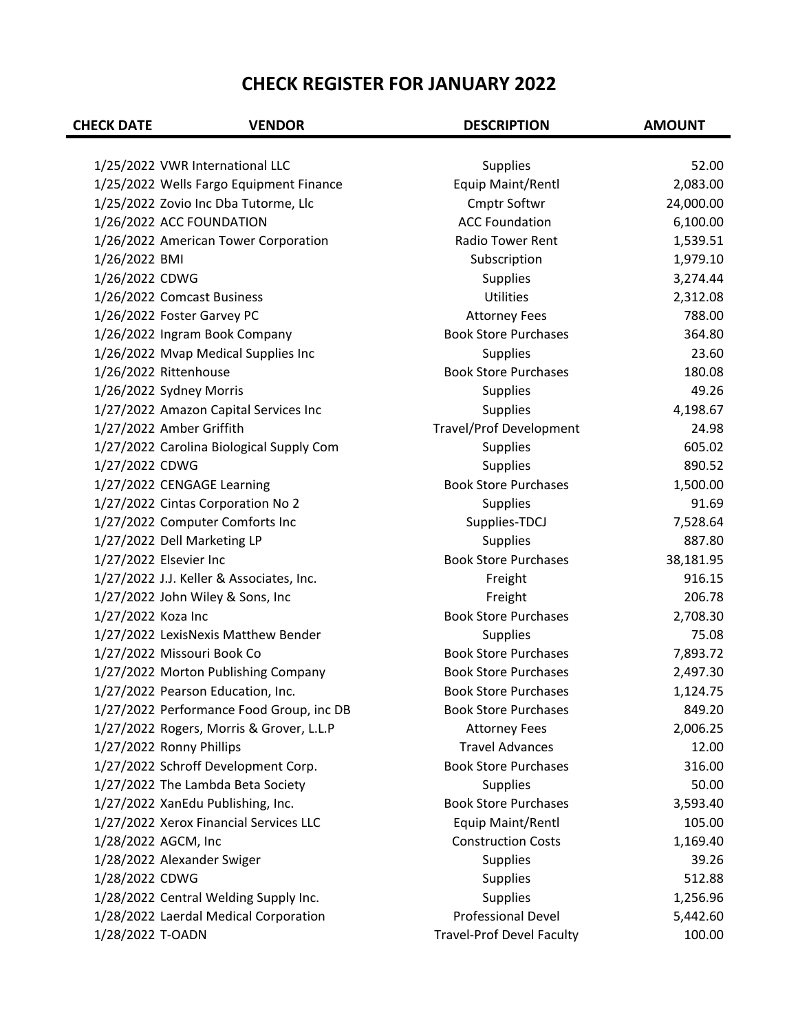# CHECK REGISTER FOR JANUARY 2022

| CHECK DATE | VENDOR | DESCRIPTION | AMOUNT |
|---|---|---|---|
| 1/25/2022 | VWR International LLC | Supplies | 52.00 |
| 1/25/2022 | Wells Fargo Equipment Finance | Equip Maint/Rentl | 2,083.00 |
| 1/25/2022 | Zovio Inc Dba Tutorme, Llc | Cmptr Softwr | 24,000.00 |
| 1/26/2022 | ACC FOUNDATION | ACC Foundation | 6,100.00 |
| 1/26/2022 | American Tower Corporation | Radio Tower Rent | 1,539.51 |
| 1/26/2022 | BMI | Subscription | 1,979.10 |
| 1/26/2022 | CDWG | Supplies | 3,274.44 |
| 1/26/2022 | Comcast Business | Utilities | 2,312.08 |
| 1/26/2022 | Foster Garvey PC | Attorney Fees | 788.00 |
| 1/26/2022 | Ingram Book Company | Book Store Purchases | 364.80 |
| 1/26/2022 | Mvap Medical Supplies Inc | Supplies | 23.60 |
| 1/26/2022 | Rittenhouse | Book Store Purchases | 180.08 |
| 1/26/2022 | Sydney Morris | Supplies | 49.26 |
| 1/27/2022 | Amazon Capital Services Inc | Supplies | 4,198.67 |
| 1/27/2022 | Amber Griffith | Travel/Prof Development | 24.98 |
| 1/27/2022 | Carolina Biological Supply Com | Supplies | 605.02 |
| 1/27/2022 | CDWG | Supplies | 890.52 |
| 1/27/2022 | CENGAGE Learning | Book Store Purchases | 1,500.00 |
| 1/27/2022 | Cintas Corporation No 2 | Supplies | 91.69 |
| 1/27/2022 | Computer Comforts Inc | Supplies-TDCJ | 7,528.64 |
| 1/27/2022 | Dell Marketing LP | Supplies | 887.80 |
| 1/27/2022 | Elsevier Inc | Book Store Purchases | 38,181.95 |
| 1/27/2022 | J.J. Keller & Associates, Inc. | Freight | 916.15 |
| 1/27/2022 | John Wiley & Sons, Inc | Freight | 206.78 |
| 1/27/2022 | Koza Inc | Book Store Purchases | 2,708.30 |
| 1/27/2022 | LexisNexis Matthew Bender | Supplies | 75.08 |
| 1/27/2022 | Missouri Book Co | Book Store Purchases | 7,893.72 |
| 1/27/2022 | Morton Publishing Company | Book Store Purchases | 2,497.30 |
| 1/27/2022 | Pearson Education, Inc. | Book Store Purchases | 1,124.75 |
| 1/27/2022 | Performance Food Group, inc DB | Book Store Purchases | 849.20 |
| 1/27/2022 | Rogers, Morris & Grover, L.L.P | Attorney Fees | 2,006.25 |
| 1/27/2022 | Ronny Phillips | Travel Advances | 12.00 |
| 1/27/2022 | Schroff Development Corp. | Book Store Purchases | 316.00 |
| 1/27/2022 | The Lambda Beta Society | Supplies | 50.00 |
| 1/27/2022 | XanEdu Publishing, Inc. | Book Store Purchases | 3,593.40 |
| 1/27/2022 | Xerox Financial Services LLC | Equip Maint/Rentl | 105.00 |
| 1/28/2022 | AGCM, Inc | Construction Costs | 1,169.40 |
| 1/28/2022 | Alexander Swiger | Supplies | 39.26 |
| 1/28/2022 | CDWG | Supplies | 512.88 |
| 1/28/2022 | Central Welding Supply Inc. | Supplies | 1,256.96 |
| 1/28/2022 | Laerdal Medical Corporation | Professional Devel | 5,442.60 |
| 1/28/2022 | T-OADN | Travel-Prof Devel Faculty | 100.00 |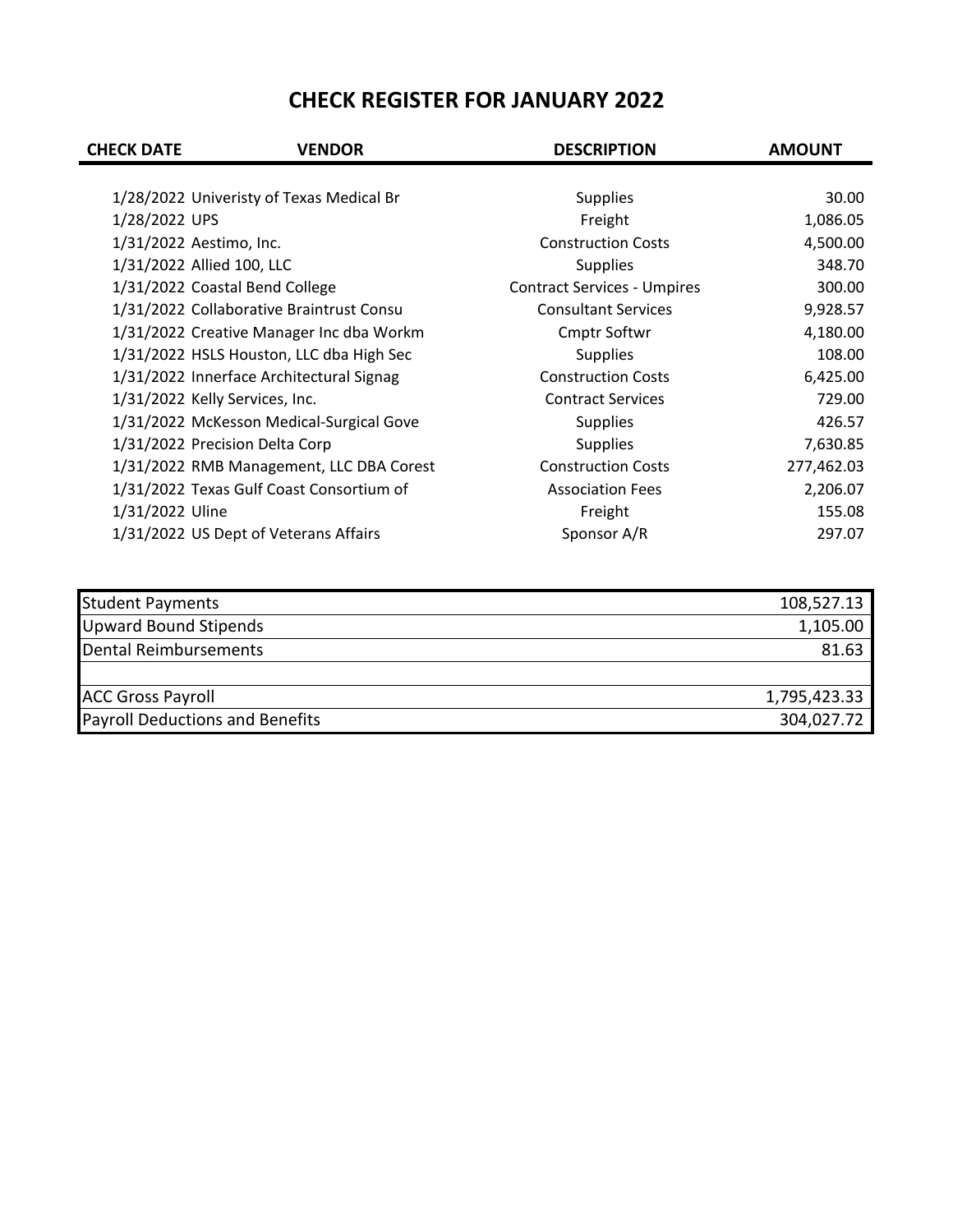# CHECK REGISTER FOR JANUARY 2022

| CHECK DATE | VENDOR | DESCRIPTION | AMOUNT |
|---|---|---|---|
| 1/28/2022 | Univeristy of Texas Medical Br | Supplies | 30.00 |
| 1/28/2022 | UPS | Freight | 1,086.05 |
| 1/31/2022 | Aestimo, Inc. | Construction Costs | 4,500.00 |
| 1/31/2022 | Allied 100, LLC | Supplies | 348.70 |
| 1/31/2022 | Coastal Bend College | Contract Services - Umpires | 300.00 |
| 1/31/2022 | Collaborative Braintrust Consu | Consultant Services | 9,928.57 |
| 1/31/2022 | Creative Manager Inc dba Workm | Cmptr Softwr | 4,180.00 |
| 1/31/2022 | HSLS Houston, LLC dba High Sec | Supplies | 108.00 |
| 1/31/2022 | Innerface Architectural Signag | Construction Costs | 6,425.00 |
| 1/31/2022 | Kelly Services, Inc. | Contract Services | 729.00 |
| 1/31/2022 | McKesson Medical-Surgical Gove | Supplies | 426.57 |
| 1/31/2022 | Precision Delta Corp | Supplies | 7,630.85 |
| 1/31/2022 | RMB Management, LLC DBA Corest | Construction Costs | 277,462.03 |
| 1/31/2022 | Texas Gulf Coast Consortium of | Association Fees | 2,206.07 |
| 1/31/2022 | Uline | Freight | 155.08 |
| 1/31/2022 | US Dept of Veterans Affairs | Sponsor A/R | 297.07 |

| | |
|---|---|
| Student Payments | 108,527.13 |
| Upward Bound Stipends | 1,105.00 |
| Dental Reimbursements | 81.63 |
| | |
| ACC Gross Payroll | 1,795,423.33 |
| Payroll Deductions and Benefits | 304,027.72 |